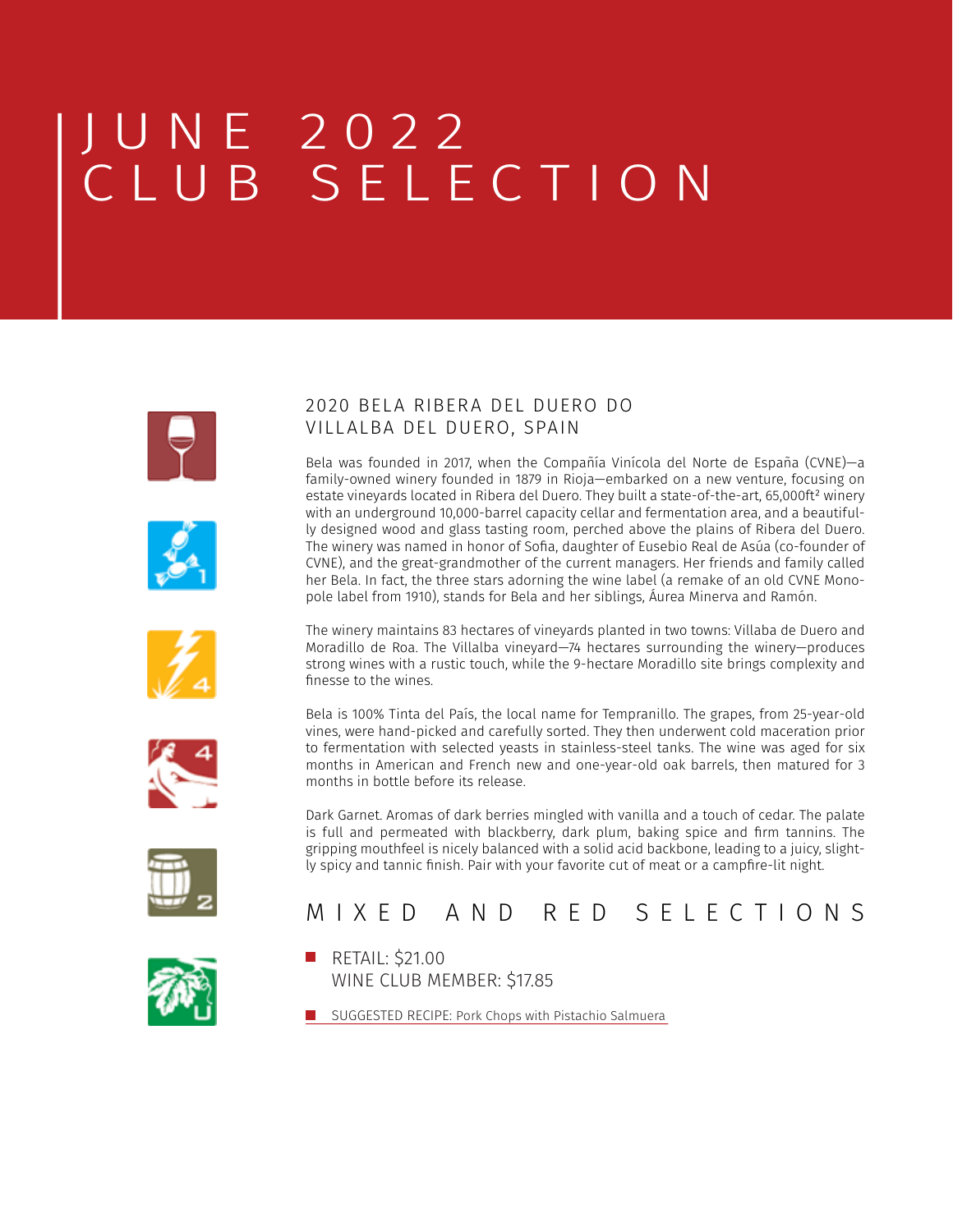# JUNE 2022 CLUB SELECTION

## 2020 BELA RIBERA DEL DUERO DO
## VILLALBA DEL DUERO, SPAIN

Bela was founded in 2017, when the Compañía Vinícola del Norte de España (CVNE)—a family-owned winery founded in 1879 in Rioja—embarked on a new venture, focusing on estate vineyards located in Ribera del Duero. They built a state-of-the-art, 65,000ft² winery with an underground 10,000-barrel capacity cellar and fermentation area, and a beautifully designed wood and glass tasting room, perched above the plains of Ribera del Duero. The winery was named in honor of Sofia, daughter of Eusebio Real de Asúa (co-founder of CVNE), and the great-grandmother of the current managers. Her friends and family called her Bela. In fact, the three stars adorning the wine label (a remake of an old CVNE Monopole label from 1910), stands for Bela and her siblings, Áurea Minerva and Ramón.

The winery maintains 83 hectares of vineyards planted in two towns: Villaba de Duero and Moradillo de Roa. The Villalba vineyard—74 hectares surrounding the winery—produces strong wines with a rustic touch, while the 9-hectare Moradillo site brings complexity and finesse to the wines.

Bela is 100% Tinta del País, the local name for Tempranillo. The grapes, from 25-year-old vines, were hand-picked and carefully sorted. They then underwent cold maceration prior to fermentation with selected yeasts in stainless-steel tanks. The wine was aged for six months in American and French new and one-year-old oak barrels, then matured for 3 months in bottle before its release.

Dark Garnet. Aromas of dark berries mingled with vanilla and a touch of cedar. The palate is full and permeated with blackberry, dark plum, baking spice and firm tannins. The gripping mouthfeel is nicely balanced with a solid acid backbone, leading to a juicy, slightly spicy and tannic finish. Pair with your favorite cut of meat or a campfire-lit night.

## MIXED AND RED SELECTIONS

- RETAIL: $21.00
  WINE CLUB MEMBER: $17.85
- SUGGESTED RECIPE: Pork Chops with Pistachio Salmuera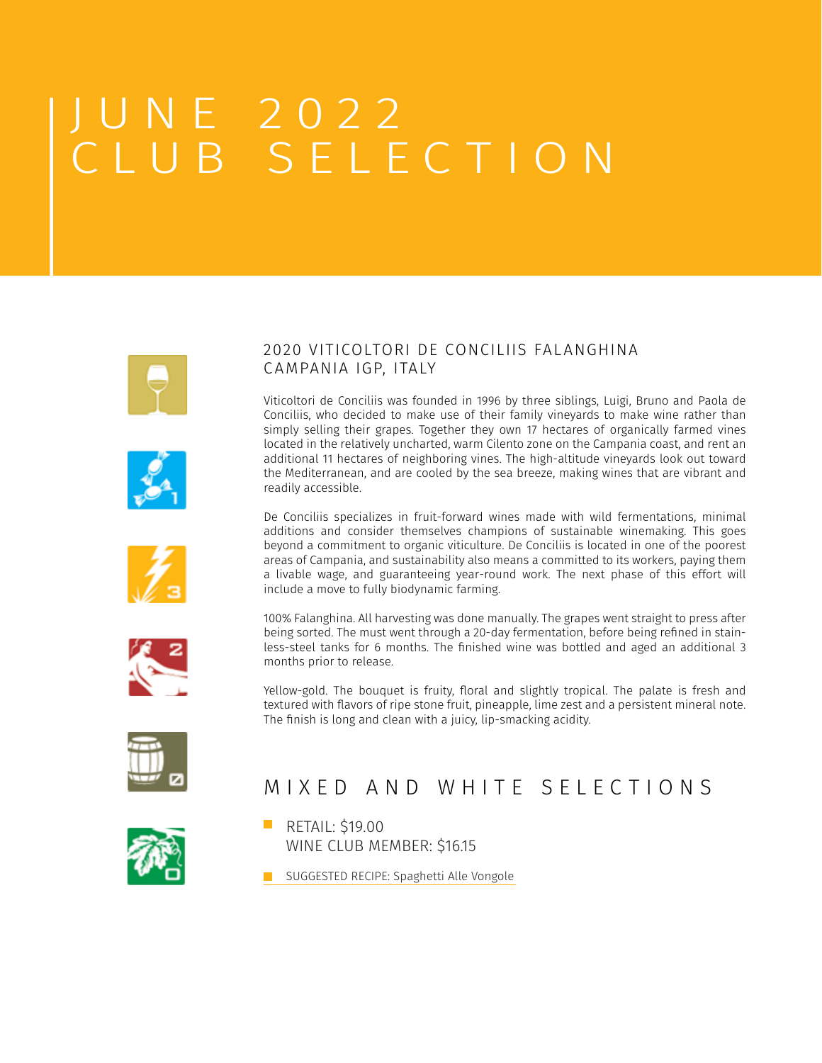# JUNE 2022 CLUB SELECTION

## 2020 VITICOLTORI DE CONCILIIS FALANGHINA CAMPANIA IGP, ITALY

Viticoltori de Conciliis was founded in 1996 by three siblings, Luigi, Bruno and Paola de Conciliis, who decided to make use of their family vineyards to make wine rather than simply selling their grapes. Together they own 17 hectares of organically farmed vines located in the relatively uncharted, warm Cilento zone on the Campania coast, and rent an additional 11 hectares of neighboring vines. The high-altitude vineyards look out toward the Mediterranean, and are cooled by the sea breeze, making wines that are vibrant and readily accessible.

De Conciliis specializes in fruit-forward wines made with wild fermentations, minimal additions and consider themselves champions of sustainable winemaking. This goes beyond a commitment to organic viticulture. De Conciliis is located in one of the poorest areas of Campania, and sustainability also means a committed to its workers, paying them a livable wage, and guaranteeing year-round work. The next phase of this effort will include a move to fully biodynamic farming.

100% Falanghina. All harvesting was done manually. The grapes went straight to press after being sorted. The must went through a 20-day fermentation, before being refined in stainless-steel tanks for 6 months. The finished wine was bottled and aged an additional 3 months prior to release.

Yellow-gold. The bouquet is fruity, floral and slightly tropical. The palate is fresh and textured with flavors of ripe stone fruit, pineapple, lime zest and a persistent mineral note. The finish is long and clean with a juicy, lip-smacking acidity.

## MIXED AND WHITE SELECTIONS

- RETAIL: $19.00
  WINE CLUB MEMBER: $16.15
- SUGGESTED RECIPE: Spaghetti Alle Vongole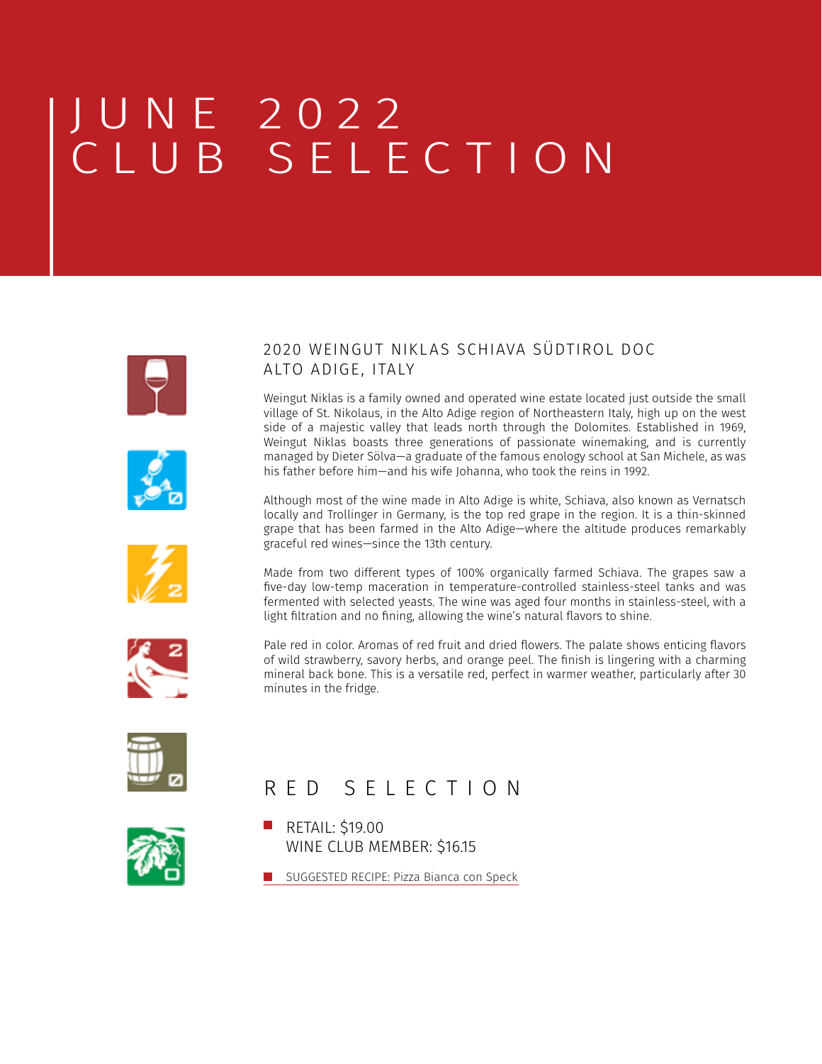# JUNE 2022 CLUB SELECTION

## 2020 WEINGUT NIKLAS SCHIAVA SÜDTIROL DOC ALTO ADIGE, ITALY

Weingut Niklas is a family owned and operated wine estate located just outside the small village of St. Nikolaus, in the Alto Adige region of Northeastern Italy, high up on the west side of a majestic valley that leads north through the Dolomites. Established in 1969, Weingut Niklas boasts three generations of passionate winemaking, and is currently managed by Dieter Sölva—a graduate of the famous enology school at San Michele, as was his father before him—and his wife Johanna, who took the reins in 1992.

Although most of the wine made in Alto Adige is white, Schiava, also known as Vernatsch locally and Trollinger in Germany, is the top red grape in the region. It is a thin-skinned grape that has been farmed in the Alto Adige—where the altitude produces remarkably graceful red wines—since the 13th century.

Made from two different types of 100% organically farmed Schiava. The grapes saw a five-day low-temp maceration in temperature-controlled stainless-steel tanks and was fermented with selected yeasts. The wine was aged four months in stainless-steel, with a light filtration and no fining, allowing the wine's natural flavors to shine.

Pale red in color. Aromas of red fruit and dried flowers. The palate shows enticing flavors of wild strawberry, savory herbs, and orange peel. The finish is lingering with a charming mineral back bone. This is a versatile red, perfect in warmer weather, particularly after 30 minutes in the fridge.

## RED SELECTION

- RETAIL: $19.00
  WINE CLUB MEMBER: $16.15
- SUGGESTED RECIPE: Pizza Bianca con Speck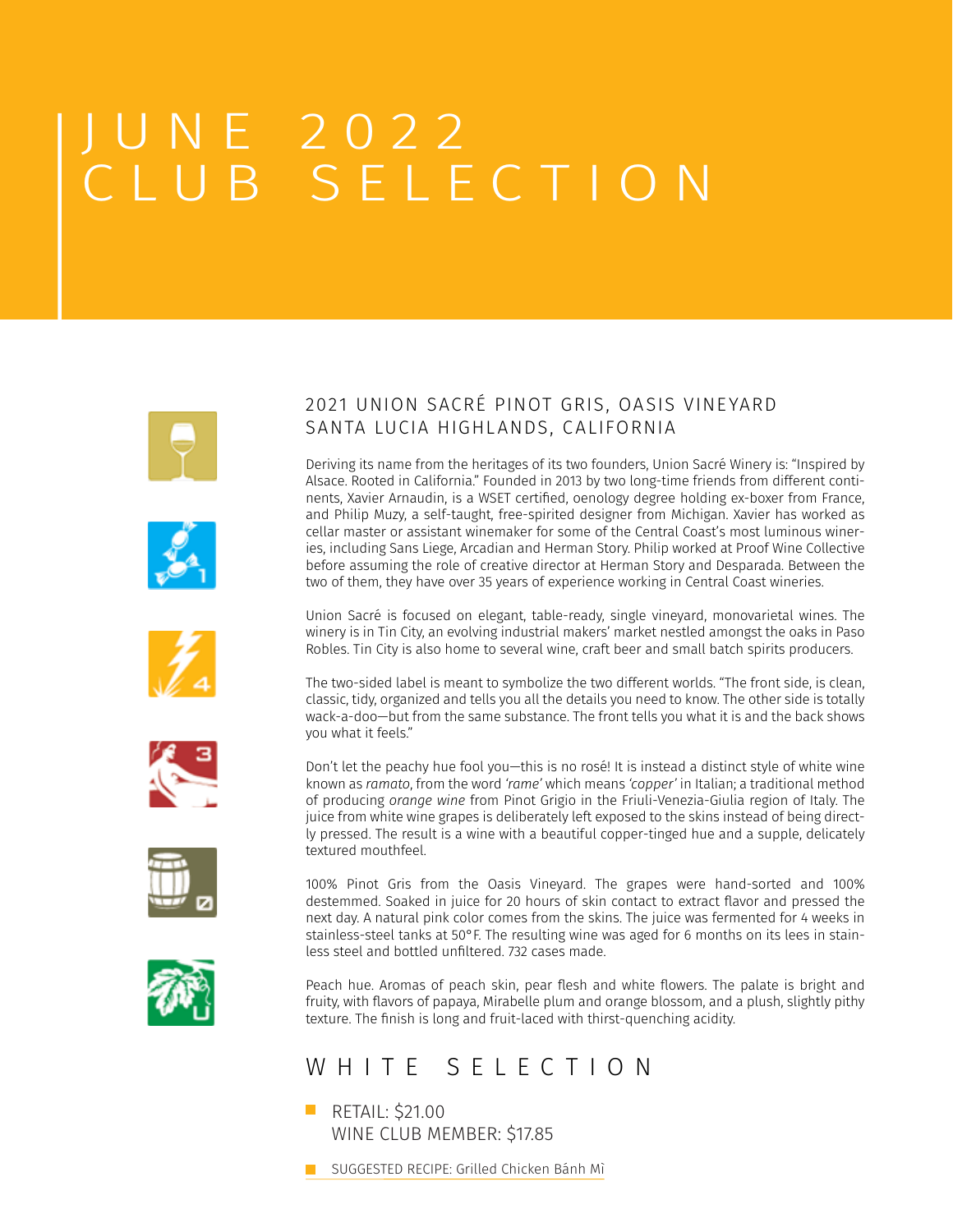# JUNE 2022 CLUB SELECTION

## 2021 UNION SACRÉ PINOT GRIS, OASIS VINEYARD
## SANTA LUCIA HIGHLANDS, CALIFORNIA

Deriving its name from the heritages of its two founders, Union Sacré Winery is: "Inspired by Alsace. Rooted in California." Founded in 2013 by two long-time friends from different continents, Xavier Arnaudin, is a WSET certified, oenology degree holding ex-boxer from France, and Philip Muzy, a self-taught, free-spirited designer from Michigan. Xavier has worked as cellar master or assistant winemaker for some of the Central Coast's most luminous wineries, including Sans Liege, Arcadian and Herman Story. Philip worked at Proof Wine Collective before assuming the role of creative director at Herman Story and Desparada. Between the two of them, they have over 35 years of experience working in Central Coast wineries.

Union Sacré is focused on elegant, table-ready, single vineyard, monovarietal wines. The winery is in Tin City, an evolving industrial makers' market nestled amongst the oaks in Paso Robles. Tin City is also home to several wine, craft beer and small batch spirits producers.

The two-sided label is meant to symbolize the two different worlds. "The front side, is clean, classic, tidy, organized and tells you all the details you need to know. The other side is totally wack-a-doo—but from the same substance. The front tells you what it is and the back shows you what it feels."

Don't let the peachy hue fool you—this is no rosé! It is instead a distinct style of white wine known as *ramato*, from the word *'rame'* which means *'copper'* in Italian; a traditional method of producing *orange wine* from Pinot Grigio in the Friuli-Venezia-Giulia region of Italy. The juice from white wine grapes is deliberately left exposed to the skins instead of being directly pressed. The result is a wine with a beautiful copper-tinged hue and a supple, delicately textured mouthfeel.

100% Pinot Gris from the Oasis Vineyard. The grapes were hand-sorted and 100% destemmed. Soaked in juice for 20 hours of skin contact to extract flavor and pressed the next day. A natural pink color comes from the skins. The juice was fermented for 4 weeks in stainless-steel tanks at 50°F. The resulting wine was aged for 6 months on its lees in stainless steel and bottled unfiltered. 732 cases made.

Peach hue. Aromas of peach skin, pear flesh and white flowers. The palate is bright and fruity, with flavors of papaya, Mirabelle plum and orange blossom, and a plush, slightly pithy texture. The finish is long and fruit-laced with thirst-quenching acidity.

## WHITE SELECTION

- RETAIL: $21.00
  WINE CLUB MEMBER: $17.85
- SUGGESTED RECIPE: Grilled Chicken Bánh Mì